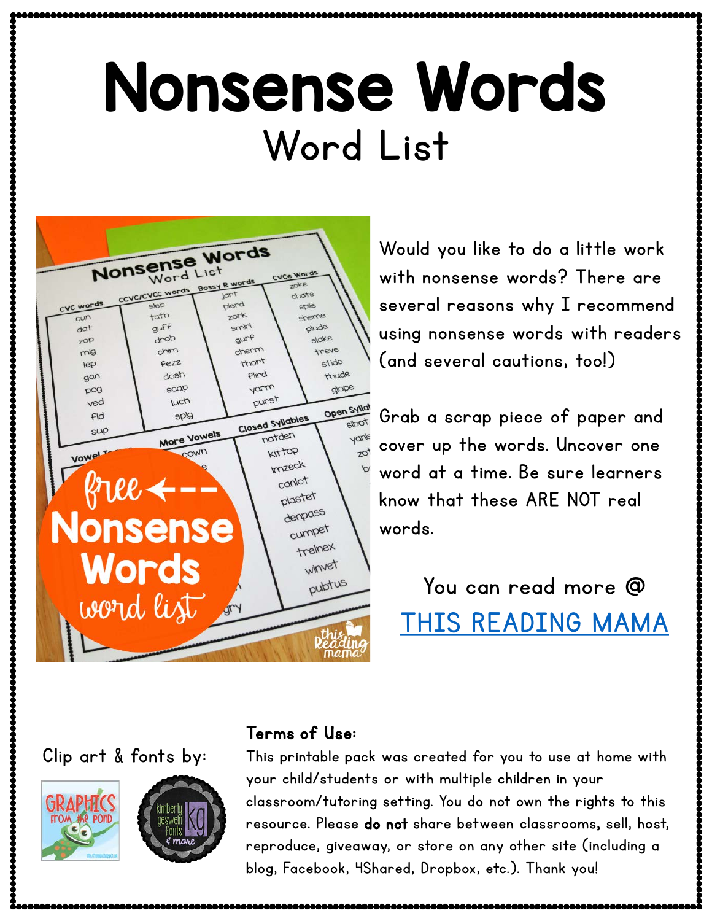# Nonsense Words

## Word List

Would you like to do a little work with nonsense words? There are several reasons why I recommend using nonsense words with readers (and several cautions, too!)

Grab a scrap piece of paper and cover up the words. Uncover one word at a time. Be sure learners know that these ARE NOT real words.

You can read more @ THIS READING MAMA

Clip art & fonts by:

**Terms of Use:**

This printable pack was created for you to use at home with your child/students or with multiple children in your classroom/tutoring setting. You do not own the rights to this resource. Please **do not** share between classrooms, sell, host, reproduce, giveaway, or store on any other site (including a blog, Facebook, 4Shared, Dropbox, etc.). Thank you!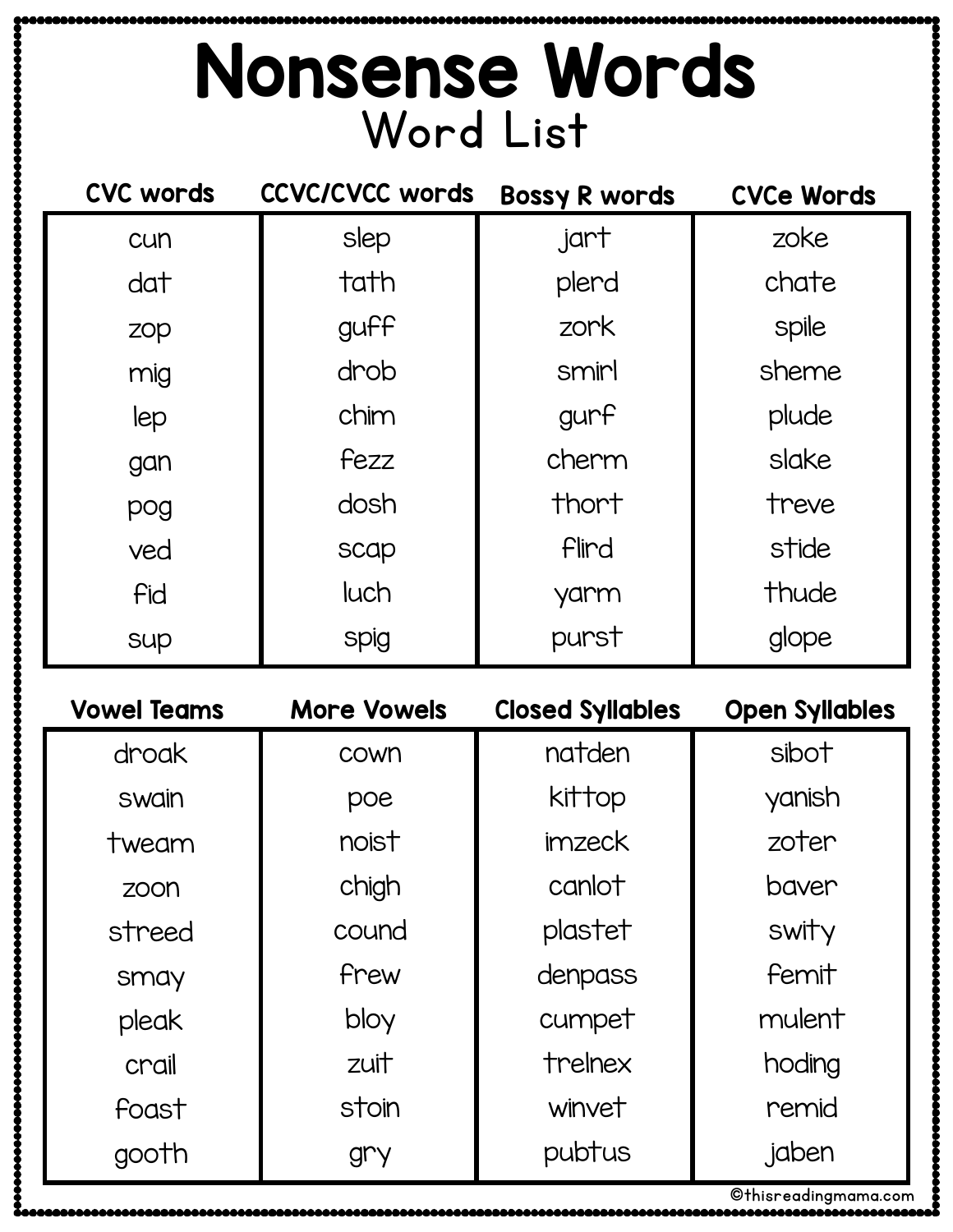# Nonsense Words

## Word List

| CVC words | CCVC/CVCC words | Bossy R words | CVCe Words |
|---|---|---|---|
| cun | slep | jart | zoke |
| dat | tath | plerd | chate |
| zop | guff | zork | spile |
| mig | drob | smirl | sheme |
| lep | chim | gurf | plude |
| gan | fezz | cherm | slake |
| pog | dosh | thort | treve |
| ved | scap | flird | stide |
| fid | luch | yarm | thude |
| sup | spig | purst | glope |

| Vowel Teams | More Vowels | Closed Syllables | Open Syllables |
|---|---|---|---|
| droak | cown | natden | sibot |
| swain | poe | kittop | yanish |
| tweam | noist | imzeck | zoter |
| zoon | chigh | canlot | baver |
| streed | cound | plastet | swity |
| smay | frew | denpass | femit |
| pleak | bloy | cumpet | mulent |
| crail | zuit | trelnex | hoding |
| foast | stoin | winvet | remid |
| gooth | gry | pubtus | jaben |

©thisreadingmama.com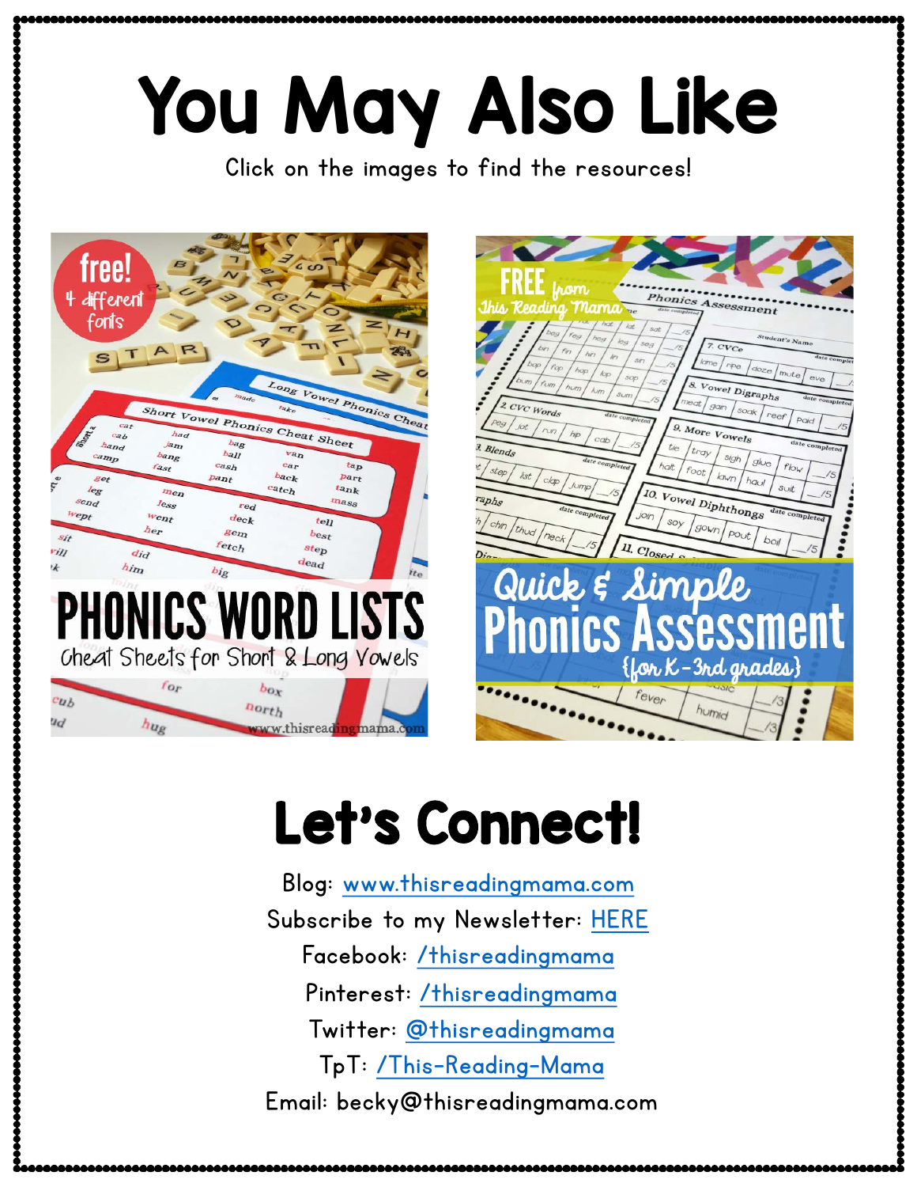# You May Also Like

Click on the images to find the resources!

## Let's Connect!

Blog: www.thisreadingmama.com

Subscribe to my Newsletter: HERE

Facebook: /thisreadingmama

Pinterest: /thisreadingmama

Twitter: @thisreadingmama

TpT: /This-Reading-Mama

Email: becky@thisreadingmama.com